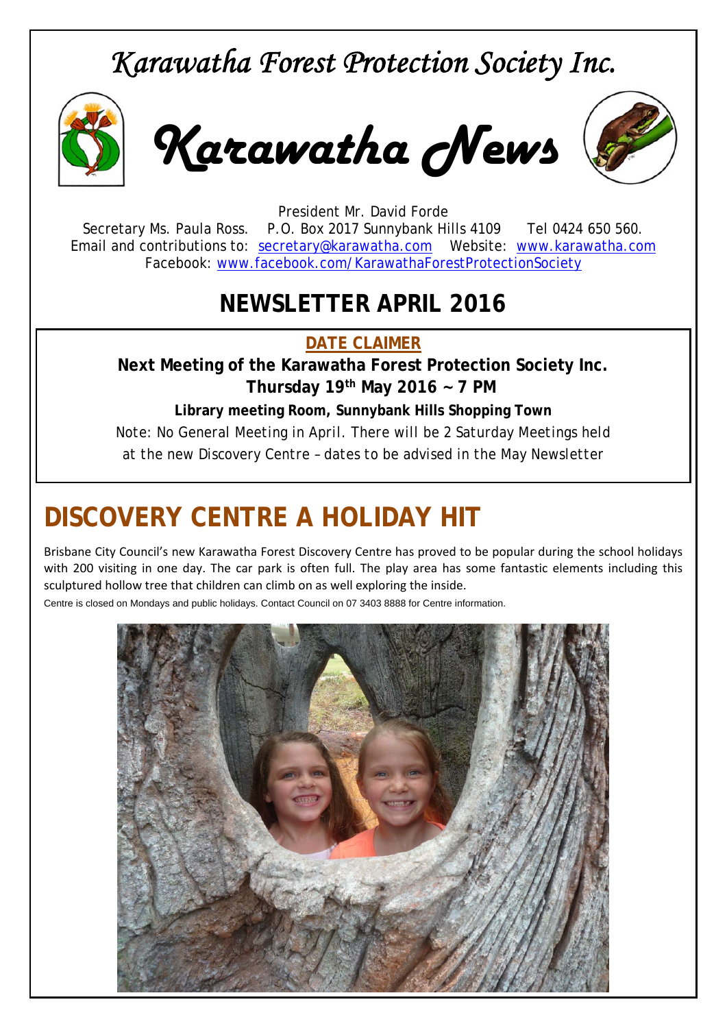# *Karawatha Forest Protection Society Inc.*

# *Karawatha News*

President Mr. David Forde
Secretary Ms. Paula Ross. P.O. Box 2017 Sunnybank Hills 4109 Tel 0424 650 560.
Email and contributions to: secretary@karawatha.com Website: www.karawatha.com
Facebook: www.facebook.com/KarawathaForestProtectionSociety

## NEWSLETTER APRIL 2016

**DATE CLAIMER**

**Next Meeting of the Karawatha Forest Protection Society Inc.**
**Thursday 19th May 2016 ~ 7 PM**

**Library meeting Room, Sunnybank Hills Shopping Town**

Note: No General Meeting in April. There will be 2 Saturday Meetings held at the new Discovery Centre – dates to be advised in the May Newsletter

# DISCOVERY CENTRE A HOLIDAY HIT

Brisbane City Council's new Karawatha Forest Discovery Centre has proved to be popular during the school holidays with 200 visiting in one day. The car park is often full. The play area has some fantastic elements including this sculptured hollow tree that children can climb on as well exploring the inside.

Centre is closed on Mondays and public holidays. Contact Council on 07 3403 8888 for Centre information.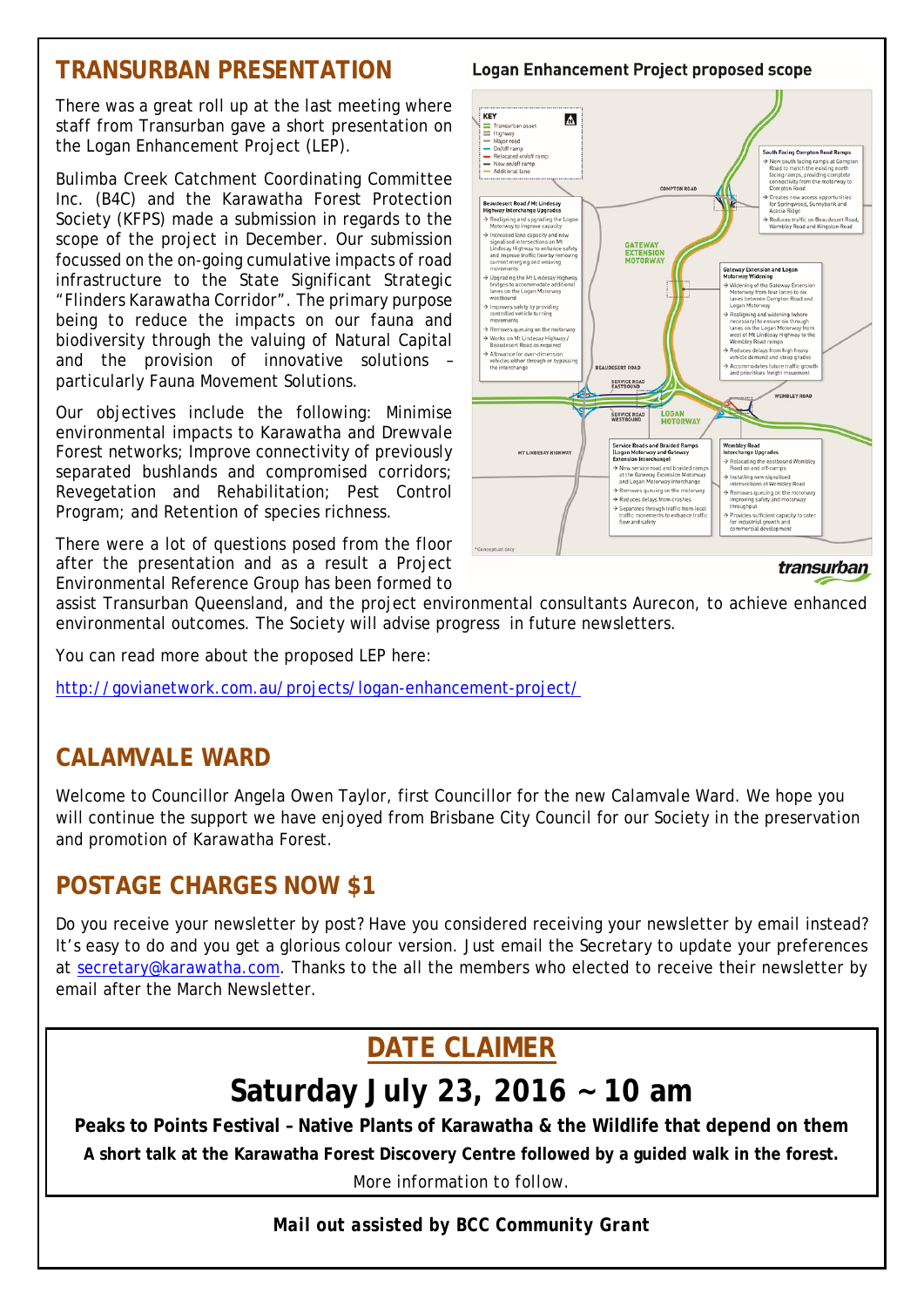## TRANSURBAN PRESENTATION

There was a great roll up at the last meeting where staff from Transurban gave a short presentation on the Logan Enhancement Project (LEP).

Bulimba Creek Catchment Coordinating Committee Inc. (B4C) and the Karawatha Forest Protection Society (KFPS) made a submission in regards to the scope of the project in December. Our submission focussed on the on-going cumulative impacts of road infrastructure to the State Significant Strategic "Flinders Karawatha Corridor". The primary purpose being to reduce the impacts on our fauna and biodiversity through the valuing of Natural Capital and the provision of innovative solutions – particularly Fauna Movement Solutions.

Our objectives include the following: Minimise environmental impacts to Karawatha and Drewvale Forest networks; Improve connectivity of previously separated bushlands and compromised corridors; Revegetation and Rehabilitation; Pest Control Program; and Retention of species richness.

There were a lot of questions posed from the floor after the presentation and as a result a Project Environmental Reference Group has been formed to assist Transurban Queensland, and the project environmental consultants Aurecon, to achieve enhanced environmental outcomes. The Society will advise progress in future newsletters.

You can read more about the proposed LEP here:

http://govianetwork.com.au/projects/logan-enhancement-project/

**Logan Enhancement Project proposed scope**

KEY: Transurban asset; Highway; Major road; On/off ramp; Relocated on/off ramp; New on/off ramp; Additional lane

COMPTON ROAD

GATEWAY EXTENSION MOTORWAY

BEAUDESERT ROAD

SERVICE ROAD EASTBOUND

SERVICE ROAD WESTBOUND

LOGAN MOTORWAY

WEMBLEY ROAD

MT LINDESAY HIGHWAY

South Facing Compton Road Ramps
- New south facing ramps at Compton Road to match the existing north facing ramps, providing complete connectivity from the motorway to Compton Road
- Creates new access opportunities for Springwood, Sunnybank and Acacia Ridge
- Reduces traffic on Beaudesert Road, Wembley Road and Kingston Road

Beaudesert Road / Mt Lindesay Highway Interchange Upgrades
- Realigning and upgrading the Logan Motorway to improve capacity
- Increased lane capacity and new signalised intersections on Mt Lindesay Highway to enhance safety and improve traffic flow by removing current merging and weaving movements
- Upgrading the Mt Lindesay Highway bridges to accommodate additional lanes on the Logan Motorway westbound
- Improves safety by providing controlled vehicle turning movements
- Removes queuing on the motorway
- Works on Mt Lindesay Highway / Beaudesert Road as required
- Allowance for over-dimension vehicles either through or bypassing the interchange

Gateway Extension and Logan Motorway Widening
- Widening of the Gateway Extension Motorway from four lanes to six lanes between Compton Road and Logan Motorway
- Realigning and widening (where necessary) to ensure six through lanes on the Logan Motorway from west of Mt Lindesay Highway to the Wembley Road ramps
- Reduces delays from high heavy vehicle demand and steep grades
- Accommodates future traffic growth and prioritises freight movement

Service Roads and Braided Ramps (Logan Motorway and Gateway Extension Interchange)
- New service road and braided ramps at the Gateway Extension Motorway and Logan Motorway interchange
- Removes queuing on the motorway
- Reduces delays from crashes
- Separates through traffic from local traffic movements to enhance traffic flow and safety

Wembley Road Interchange Upgrades
- Relocating the eastbound Wembley Road on and off-ramps
- Installing new signalised intersections at Wembley Road
- Removes queuing on the motorway improving safety and motorway throughput
- Provides sufficient capacity to cater for industrial growth and commercial development

*Conceptual only

transurban

## CALAMVALE WARD

Welcome to Councillor Angela Owen Taylor, first Councillor for the new Calamvale Ward. We hope you will continue the support we have enjoyed from Brisbane City Council for our Society in the preservation and promotion of Karawatha Forest.

## POSTAGE CHARGES NOW $1

Do you receive your newsletter by post? Have you considered receiving your newsletter by email instead? It's easy to do and you get a glorious colour version. Just email the Secretary to update your preferences at secretary@karawatha.com. Thanks to the all the members who elected to receive their newsletter by email after the March Newsletter.

## DATE CLAIMER

# Saturday July 23, 2016 ~ 10 am

**Peaks to Points Festival – Native Plants of Karawatha & the Wildlife that depend on them**

**A short talk at the Karawatha Forest Discovery Centre followed by a guided walk in the forest.**

More information to follow.

***Mail out assisted by BCC Community Grant***